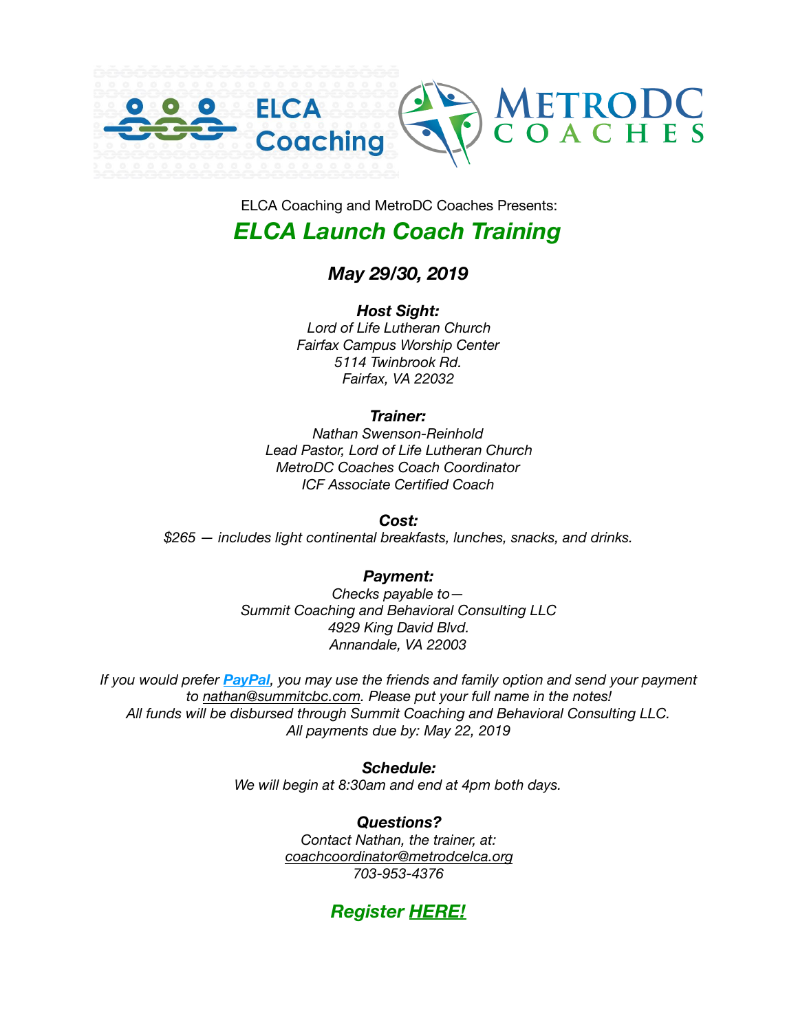ELCA Coaching and MetroDC Coaches Presents:

# *ELCA Launch Coach Training*

## *May 29/30, 2019*

***Host Sight:***
*Lord of Life Lutheran Church*
*Fairfax Campus Worship Center*
*5114 Twinbrook Rd.*
*Fairfax, VA 22032*

***Trainer:***
*Nathan Swenson-Reinhold*
*Lead Pastor, Lord of Life Lutheran Church*
*MetroDC Coaches Coach Coordinator*
*ICF Associate Certified Coach*

***Cost:***
*$265 — includes light continental breakfasts, lunches, snacks, and drinks.*

***Payment:***
*Checks payable to—*
*Summit Coaching and Behavioral Consulting LLC*
*4929 King David Blvd.*
*Annandale, VA 22003*

*If you would prefer **PayPal**, you may use the friends and family option and send your payment to nathan@summitcbc.com. Please put your full name in the notes!*
*All funds will be disbursed through Summit Coaching and Behavioral Consulting LLC.*
*All payments due by: May 22, 2019*

***Schedule:***
*We will begin at 8:30am and end at 4pm both days.*

***Questions?***
*Contact Nathan, the trainer, at:*
*coachcoordinator@metrodcelca.org*
*703-953-4376*

## *Register HERE!*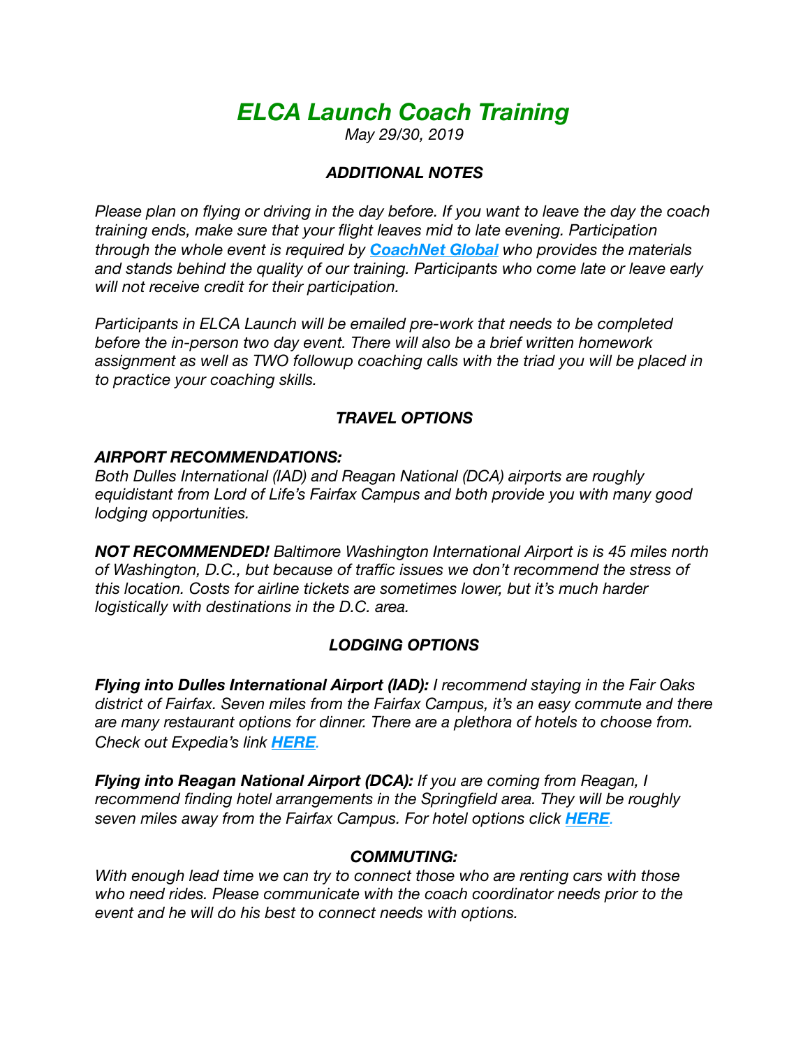# *ELCA Launch Coach Training*

*May 29/30, 2019*

## *ADDITIONAL NOTES*

*Please plan on flying or driving in the day before. If you want to leave the day the coach training ends, make sure that your flight leaves mid to late evening. Participation through the whole event is required by **CoachNet Global** who provides the materials and stands behind the quality of our training. Participants who come late or leave early will not receive credit for their participation.*

*Participants in ELCA Launch will be emailed pre-work that needs to be completed before the in-person two day event. There will also be a brief written homework assignment as well as TWO followup coaching calls with the triad you will be placed in to practice your coaching skills.*

## *TRAVEL OPTIONS*

### *AIRPORT RECOMMENDATIONS:*

*Both Dulles International (IAD) and Reagan National (DCA) airports are roughly equidistant from Lord of Life's Fairfax Campus and both provide you with many good lodging opportunities.*

***NOT RECOMMENDED!*** *Baltimore Washington International Airport is is 45 miles north of Washington, D.C., but because of traffic issues we don't recommend the stress of this location. Costs for airline tickets are sometimes lower, but it's much harder logistically with destinations in the D.C. area.*

## *LODGING OPTIONS*

***Flying into Dulles International Airport (IAD):*** *I recommend staying in the Fair Oaks district of Fairfax. Seven miles from the Fairfax Campus, it's an easy commute and there are many restaurant options for dinner. There are a plethora of hotels to choose from. Check out Expedia's link **HERE**.*

***Flying into Reagan National Airport (DCA):*** *If you are coming from Reagan, I recommend finding hotel arrangements in the Springfield area. They will be roughly seven miles away from the Fairfax Campus. For hotel options click **HERE**.*

### *COMMUTING:*

*With enough lead time we can try to connect those who are renting cars with those who need rides. Please communicate with the coach coordinator needs prior to the event and he will do his best to connect needs with options.*